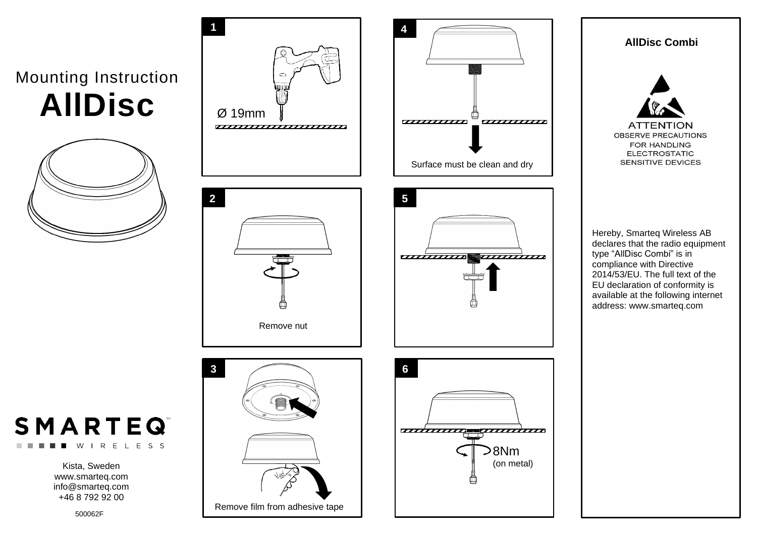# Mounting Instruction
# AllDisc

**1**

Ø 19mm

**2**

Remove nut

**3**

Remove film from adhesive tape

**4**

Surface must be clean and dry

**5**

**6**

8Nm
(on metal)

## AllDisc Combi

ATTENTION
OBSERVE PRECAUTIONS
FOR HANDLING
ELECTROSTATIC
SENSITIVE DEVICES

Hereby, Smarteq Wireless AB declares that the radio equipment type “AllDisc Combi” is in compliance with Directive 2014/53/EU. The full text of the EU declaration of conformity is available at the following internet address: www.smarteq.com

SMARTEQ™
WIRELESS

Kista, Sweden
www.smarteq.com
info@smarteq.com
+46 8 792 92 00

500062F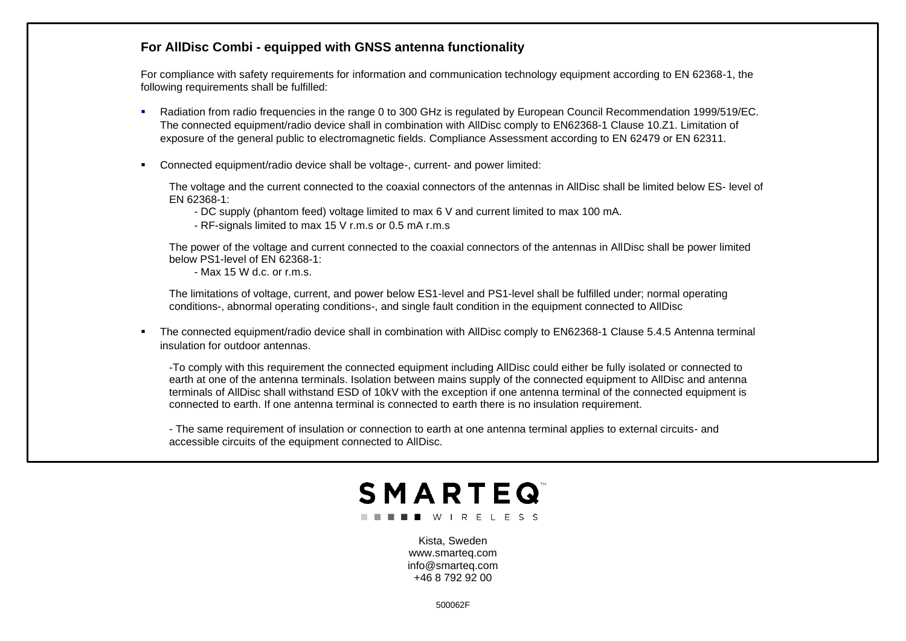## For AllDisc Combi - equipped with GNSS antenna functionality

For compliance with safety requirements for information and communication technology equipment according to EN 62368-1, the following requirements shall be fulfilled:

- Radiation from radio frequencies in the range 0 to 300 GHz is regulated by European Council Recommendation 1999/519/EC. The connected equipment/radio device shall in combination with AllDisc comply to EN62368-1 Clause 10.Z1. Limitation of exposure of the general public to electromagnetic fields. Compliance Assessment according to EN 62479 or EN 62311.

- Connected equipment/radio device shall be voltage-, current- and power limited:

  The voltage and the current connected to the coaxial connectors of the antennas in AllDisc shall be limited below ES- level of EN 62368-1:

  - DC supply (phantom feed) voltage limited to max 6 V and current limited to max 100 mA.
  - RF-signals limited to max 15 V r.m.s or 0.5 mA r.m.s

  The power of the voltage and current connected to the coaxial connectors of the antennas in AllDisc shall be power limited below PS1-level of EN 62368-1:

  - Max 15 W d.c. or r.m.s.

  The limitations of voltage, current, and power below ES1-level and PS1-level shall be fulfilled under; normal operating conditions-, abnormal operating conditions-, and single fault condition in the equipment connected to AllDisc

- The connected equipment/radio device shall in combination with AllDisc comply to EN62368-1 Clause 5.4.5 Antenna terminal insulation for outdoor antennas.

  -To comply with this requirement the connected equipment including AllDisc could either be fully isolated or connected to earth at one of the antenna terminals. Isolation between mains supply of the connected equipment to AllDisc and antenna terminals of AllDisc shall withstand ESD of 10kV with the exception if one antenna terminal of the connected equipment is connected to earth. If one antenna terminal is connected to earth there is no insulation requirement.

  - The same requirement of insulation or connection to earth at one antenna terminal applies to external circuits- and accessible circuits of the equipment connected to AllDisc.

SMARTEQ™ WIRELESS

Kista, Sweden
www.smarteq.com
info@smarteq.com
+46 8 792 92 00

500062F